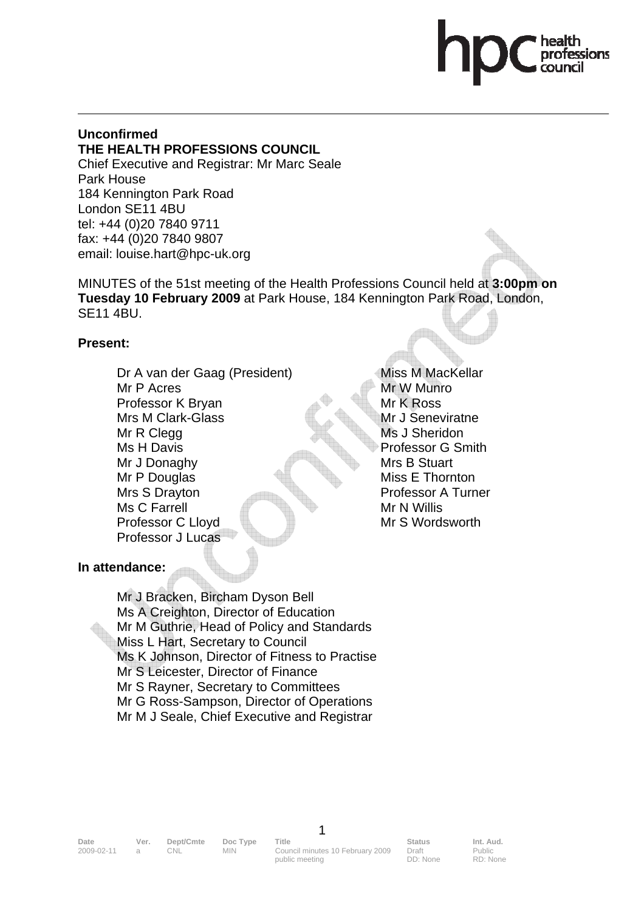**Unconfirmed**
**THE HEALTH PROFESSIONS COUNCIL**
Chief Executive and Registrar: Mr Marc Seale
Park House
184 Kennington Park Road
London SE11 4BU
tel: +44 (0)20 7840 9711
fax: +44 (0)20 7840 9807
email: louise.hart@hpc-uk.org

MINUTES of the 51st meeting of the Health Professions Council held at **3:00pm on Tuesday 10 February 2009** at Park House, 184 Kennington Park Road, London, SE11 4BU.

## Present:

Dr A van der Gaag (President)
Mr P Acres
Professor K Bryan
Mrs M Clark-Glass
Mr R Clegg
Ms H Davis
Mr J Donaghy
Mr P Douglas
Mrs S Drayton
Ms C Farrell
Professor C Lloyd
Professor J Lucas
Miss M MacKellar
Mr W Munro
Mr K Ross
Mr J Seneviratne
Ms J Sheridon
Professor G Smith
Mrs B Stuart
Miss E Thornton
Professor A Turner
Mr N Willis
Mr S Wordsworth

## In attendance:

Mr J Bracken, Bircham Dyson Bell
Ms A Creighton, Director of Education
Mr M Guthrie, Head of Policy and Standards
Miss L Hart, Secretary to Council
Ms K Johnson, Director of Fitness to Practise
Mr S Leicester, Director of Finance
Mr S Rayner, Secretary to Committees
Mr G Ross-Sampson, Director of Operations
Mr M J Seale, Chief Executive and Registrar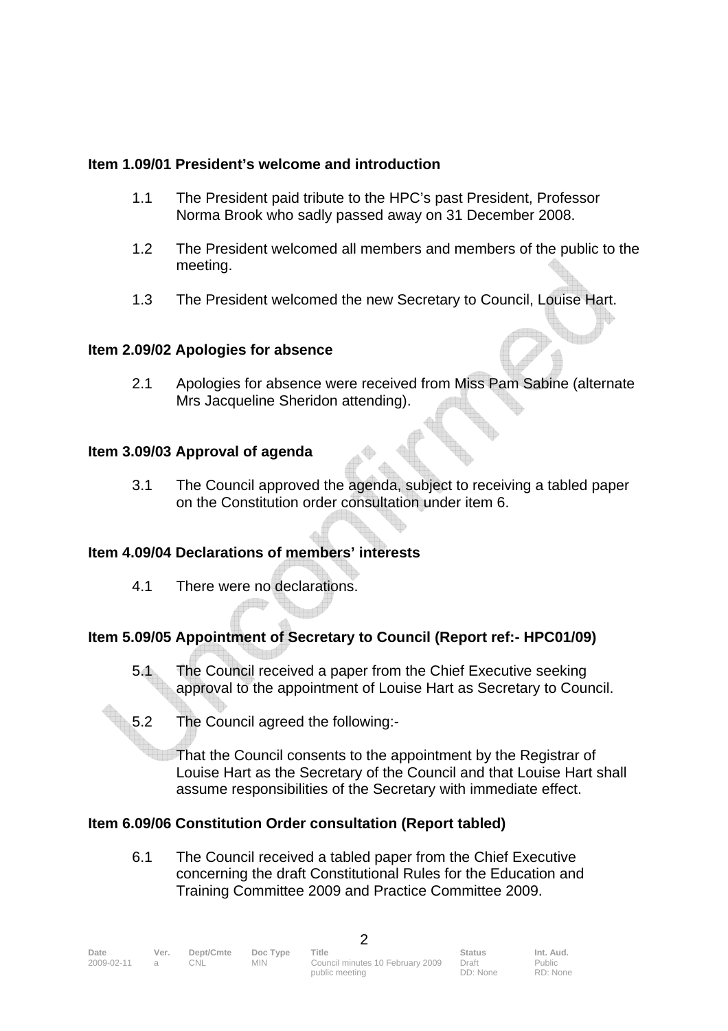**Item 1.09/01 President's welcome and introduction**

1.1 The President paid tribute to the HPC's past President, Professor Norma Brook who sadly passed away on 31 December 2008.

1.2 The President welcomed all members and members of the public to the meeting.

1.3 The President welcomed the new Secretary to Council, Louise Hart.

**Item 2.09/02 Apologies for absence**

2.1 Apologies for absence were received from Miss Pam Sabine (alternate Mrs Jacqueline Sheridon attending).

**Item 3.09/03 Approval of agenda**

3.1 The Council approved the agenda, subject to receiving a tabled paper on the Constitution order consultation under item 6.

**Item 4.09/04 Declarations of members' interests**

4.1 There were no declarations.

**Item 5.09/05 Appointment of Secretary to Council (Report ref:- HPC01/09)**

5.1 The Council received a paper from the Chief Executive seeking approval to the appointment of Louise Hart as Secretary to Council.

5.2 The Council agreed the following:-

That the Council consents to the appointment by the Registrar of Louise Hart as the Secretary of the Council and that Louise Hart shall assume responsibilities of the Secretary with immediate effect.

**Item 6.09/06 Constitution Order consultation (Report tabled)**

6.1 The Council received a tabled paper from the Chief Executive concerning the draft Constitutional Rules for the Education and Training Committee 2009 and Practice Committee 2009.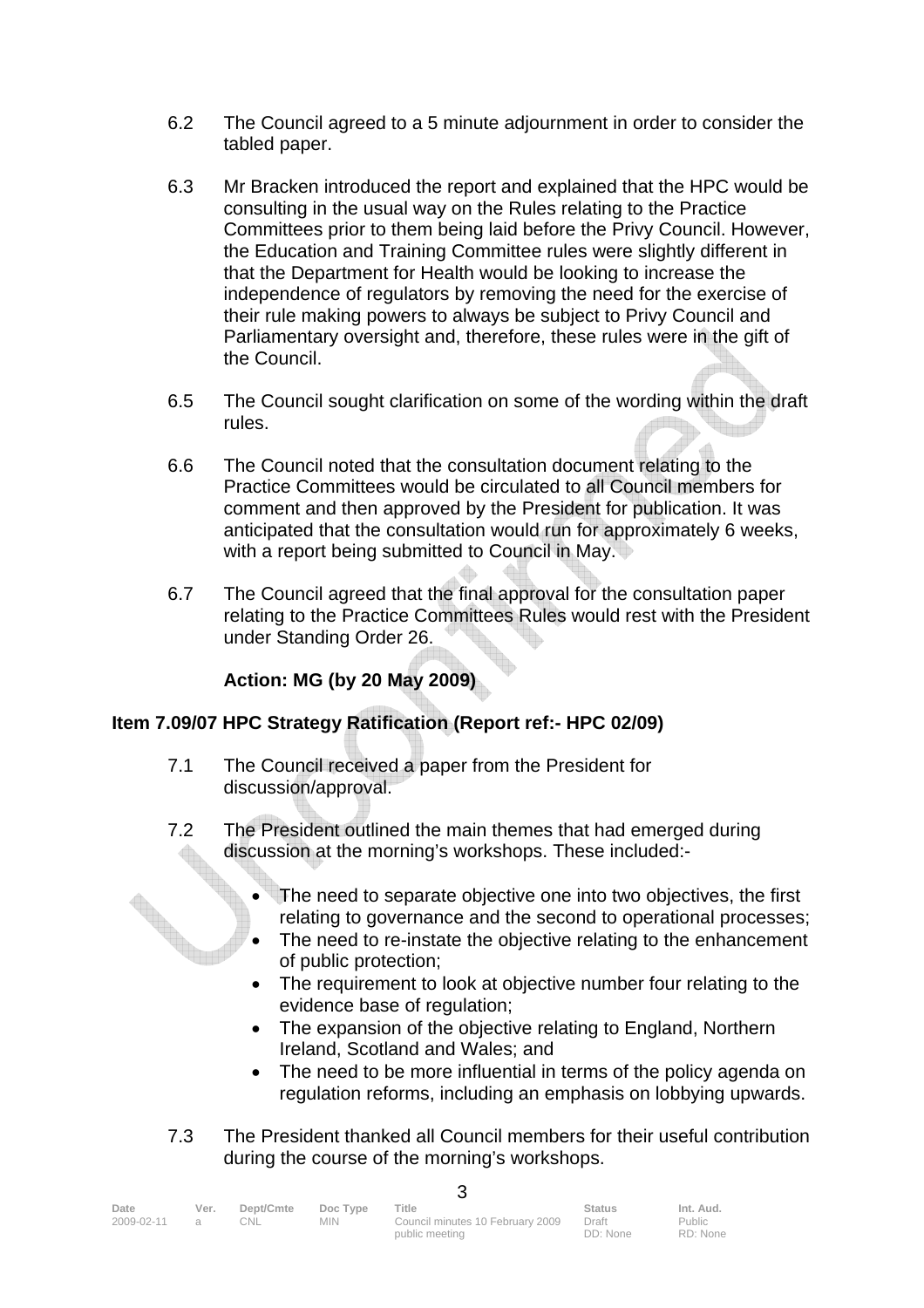6.2 The Council agreed to a 5 minute adjournment in order to consider the tabled paper.

6.3 Mr Bracken introduced the report and explained that the HPC would be consulting in the usual way on the Rules relating to the Practice Committees prior to them being laid before the Privy Council. However, the Education and Training Committee rules were slightly different in that the Department for Health would be looking to increase the independence of regulators by removing the need for the exercise of their rule making powers to always be subject to Privy Council and Parliamentary oversight and, therefore, these rules were in the gift of the Council.

6.5 The Council sought clarification on some of the wording within the draft rules.

6.6 The Council noted that the consultation document relating to the Practice Committees would be circulated to all Council members for comment and then approved by the President for publication. It was anticipated that the consultation would run for approximately 6 weeks, with a report being submitted to Council in May.

6.7 The Council agreed that the final approval for the consultation paper relating to the Practice Committees Rules would rest with the President under Standing Order 26.

**Action: MG (by 20 May 2009)**

**Item 7.09/07 HPC Strategy Ratification (Report ref:- HPC 02/09)**

7.1 The Council received a paper from the President for discussion/approval.

7.2 The President outlined the main themes that had emerged during discussion at the morning's workshops. These included:-

- The need to separate objective one into two objectives, the first relating to governance and the second to operational processes;
- The need to re-instate the objective relating to the enhancement of public protection;
- The requirement to look at objective number four relating to the evidence base of regulation;
- The expansion of the objective relating to England, Northern Ireland, Scotland and Wales; and
- The need to be more influential in terms of the policy agenda on regulation reforms, including an emphasis on lobbying upwards.

7.3 The President thanked all Council members for their useful contribution during the course of the morning's workshops.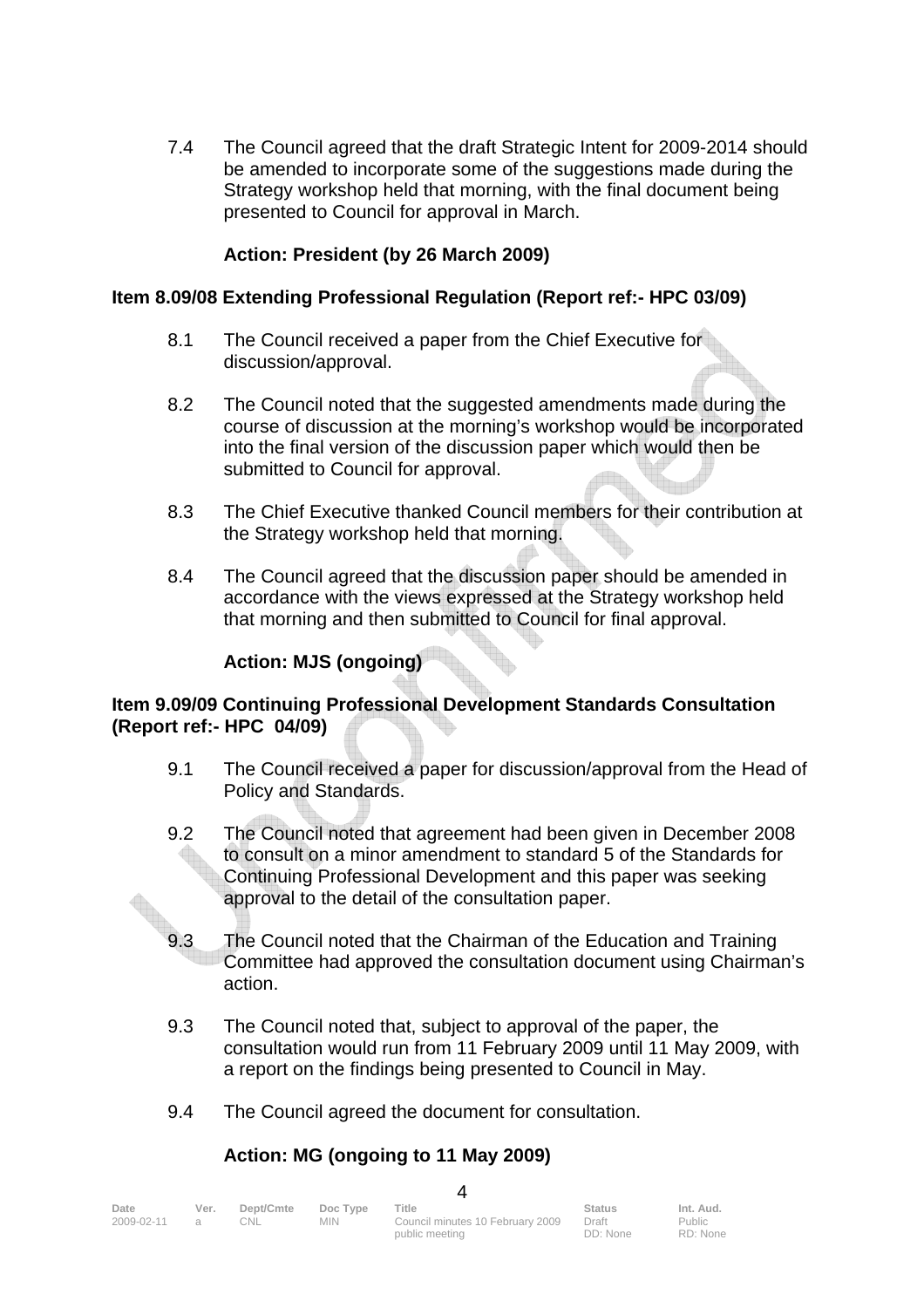7.4 The Council agreed that the draft Strategic Intent for 2009-2014 should be amended to incorporate some of the suggestions made during the Strategy workshop held that morning, with the final document being presented to Council for approval in March.

**Action: President (by 26 March 2009)**

**Item 8.09/08 Extending Professional Regulation (Report ref:- HPC 03/09)**

8.1 The Council received a paper from the Chief Executive for discussion/approval.

8.2 The Council noted that the suggested amendments made during the course of discussion at the morning's workshop would be incorporated into the final version of the discussion paper which would then be submitted to Council for approval.

8.3 The Chief Executive thanked Council members for their contribution at the Strategy workshop held that morning.

8.4 The Council agreed that the discussion paper should be amended in accordance with the views expressed at the Strategy workshop held that morning and then submitted to Council for final approval.

**Action: MJS (ongoing)**

**Item 9.09/09 Continuing Professional Development Standards Consultation (Report ref:- HPC 04/09)**

9.1 The Council received a paper for discussion/approval from the Head of Policy and Standards.

9.2 The Council noted that agreement had been given in December 2008 to consult on a minor amendment to standard 5 of the Standards for Continuing Professional Development and this paper was seeking approval to the detail of the consultation paper.

9.3 The Council noted that the Chairman of the Education and Training Committee had approved the consultation document using Chairman's action.

9.3 The Council noted that, subject to approval of the paper, the consultation would run from 11 February 2009 until 11 May 2009, with a report on the findings being presented to Council in May.

9.4 The Council agreed the document for consultation.

**Action: MG (ongoing to 11 May 2009)**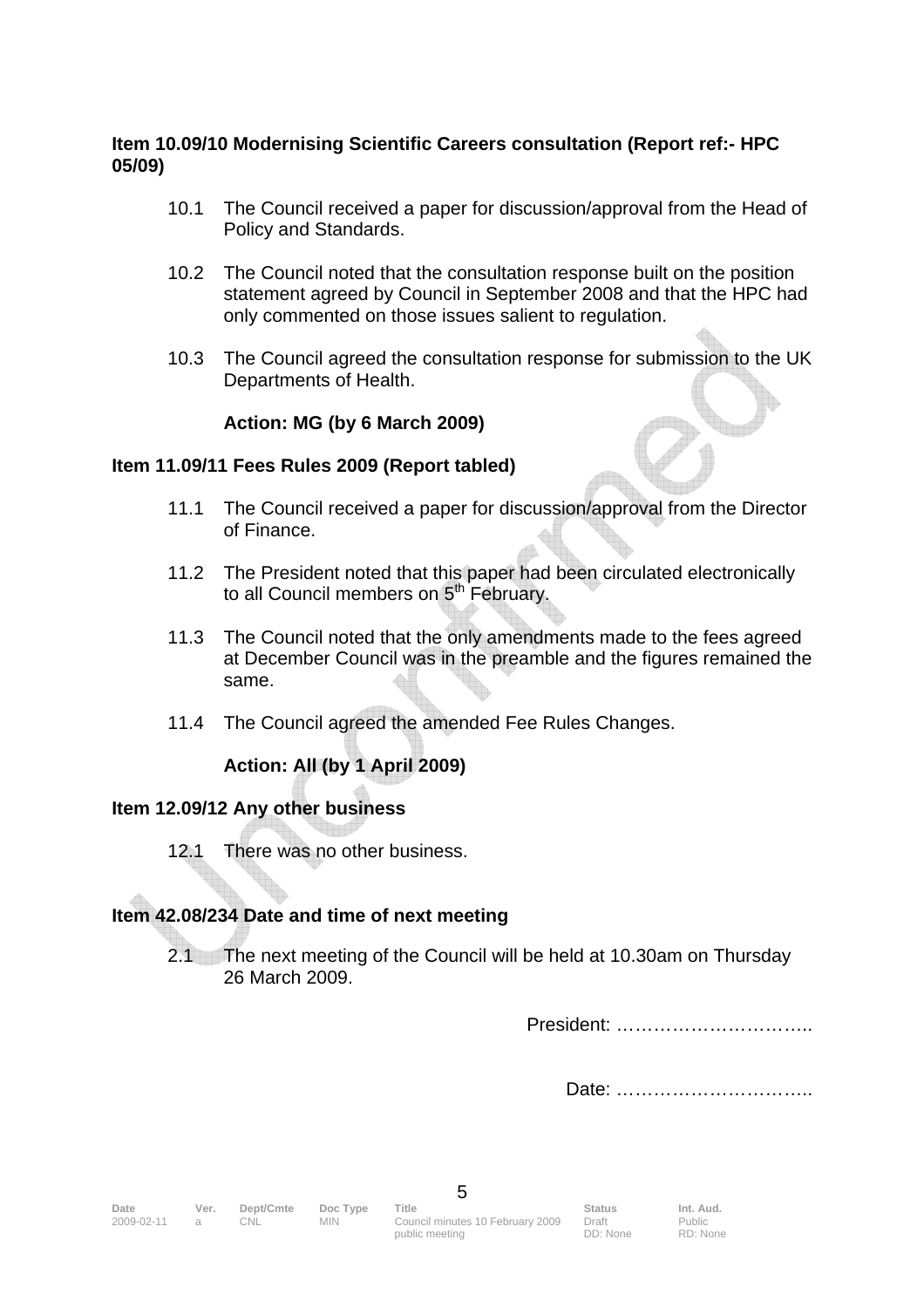**Item 10.09/10 Modernising Scientific Careers consultation (Report ref:- HPC 05/09)**

10.1 The Council received a paper for discussion/approval from the Head of Policy and Standards.

10.2 The Council noted that the consultation response built on the position statement agreed by Council in September 2008 and that the HPC had only commented on those issues salient to regulation.

10.3 The Council agreed the consultation response for submission to the UK Departments of Health.

**Action: MG (by 6 March 2009)**

**Item 11.09/11 Fees Rules 2009 (Report tabled)**

11.1 The Council received a paper for discussion/approval from the Director of Finance.

11.2 The President noted that this paper had been circulated electronically to all Council members on 5th February.

11.3 The Council noted that the only amendments made to the fees agreed at December Council was in the preamble and the figures remained the same.

11.4 The Council agreed the amended Fee Rules Changes.

**Action: All (by 1 April 2009)**

**Item 12.09/12 Any other business**

12.1 There was no other business.

**Item 42.08/234 Date and time of next meeting**

2.1 The next meeting of the Council will be held at 10.30am on Thursday 26 March 2009.

President: …………………………..

Date: …………………………..

| Date | Ver. | Dept/Cmte | Doc Type | Title | Status | Int. Aud. |
|---|---|---|---|---|---|---|
| 2009-02-11 | a | CNL | MIN | Council minutes 10 February 2009 public meeting | Draft DD: None | Public RD: None |